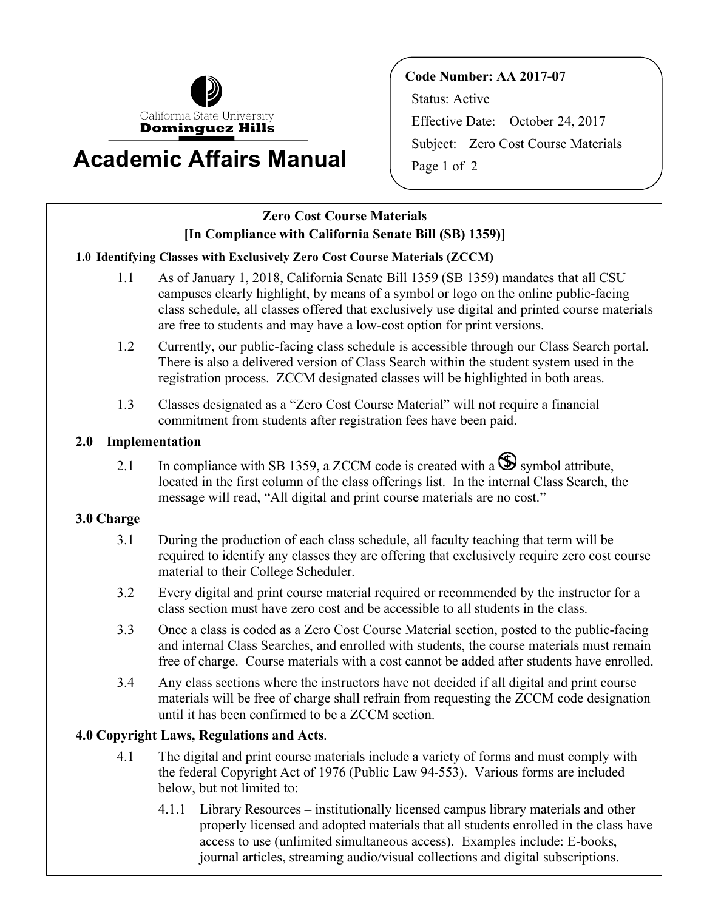California State University
**Dominguez Hills**

# Academic Affairs Manual

**Code Number: AA 2017-07**
Status: Active
Effective Date: October 24, 2017
Subject: Zero Cost Course Materials

## Zero Cost Course Materials
## [In Compliance with California Senate Bill (SB) 1359)]

### 1.0 Identifying Classes with Exclusively Zero Cost Course Materials (ZCCM)

1.1 As of January 1, 2018, California Senate Bill 1359 (SB 1359) mandates that all CSU campuses clearly highlight, by means of a symbol or logo on the online public-facing class schedule, all classes offered that exclusively use digital and printed course materials are free to students and may have a low-cost option for print versions.

1.2 Currently, our public-facing class schedule is accessible through our Class Search portal. There is also a delivered version of Class Search within the student system used in the registration process. ZCCM designated classes will be highlighted in both areas.

1.3 Classes designated as a "Zero Cost Course Material" will not require a financial commitment from students after registration fees have been paid.

### 2.0 Implementation

2.1 In compliance with SB 1359, a ZCCM code is created with a $ symbol attribute, located in the first column of the class offerings list. In the internal Class Search, the message will read, "All digital and print course materials are no cost."

### 3.0 Charge

3.1 During the production of each class schedule, all faculty teaching that term will be required to identify any classes they are offering that exclusively require zero cost course material to their College Scheduler.

3.2 Every digital and print course material required or recommended by the instructor for a class section must have zero cost and be accessible to all students in the class.

3.3 Once a class is coded as a Zero Cost Course Material section, posted to the public-facing and internal Class Searches, and enrolled with students, the course materials must remain free of charge. Course materials with a cost cannot be added after students have enrolled.

3.4 Any class sections where the instructors have not decided if all digital and print course materials will be free of charge shall refrain from requesting the ZCCM code designation until it has been confirmed to be a ZCCM section.

### 4.0 Copyright Laws, Regulations and Acts.

4.1 The digital and print course materials include a variety of forms and must comply with the federal Copyright Act of 1976 (Public Law 94-553). Various forms are included below, but not limited to:

4.1.1 Library Resources – institutionally licensed campus library materials and other properly licensed and adopted materials that all students enrolled in the class have access to use (unlimited simultaneous access). Examples include: E-books, journal articles, streaming audio/visual collections and digital subscriptions.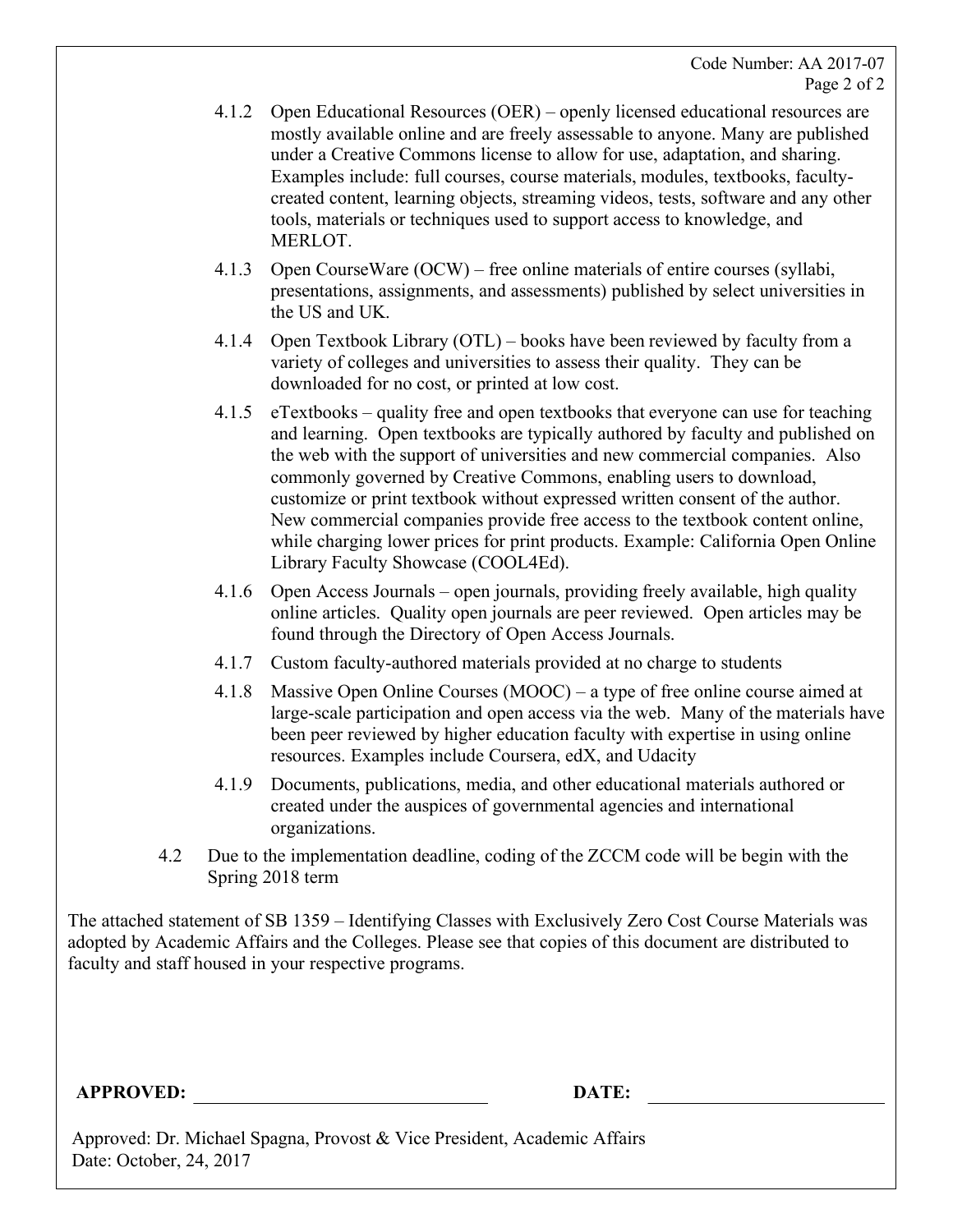4.1.2 Open Educational Resources (OER) – openly licensed educational resources are mostly available online and are freely assessable to anyone. Many are published under a Creative Commons license to allow for use, adaptation, and sharing. Examples include: full courses, course materials, modules, textbooks, faculty-created content, learning objects, streaming videos, tests, software and any other tools, materials or techniques used to support access to knowledge, and MERLOT.

4.1.3 Open CourseWare (OCW) – free online materials of entire courses (syllabi, presentations, assignments, and assessments) published by select universities in the US and UK.

4.1.4 Open Textbook Library (OTL) – books have been reviewed by faculty from a variety of colleges and universities to assess their quality. They can be downloaded for no cost, or printed at low cost.

4.1.5 eTextbooks – quality free and open textbooks that everyone can use for teaching and learning. Open textbooks are typically authored by faculty and published on the web with the support of universities and new commercial companies. Also commonly governed by Creative Commons, enabling users to download, customize or print textbook without expressed written consent of the author. New commercial companies provide free access to the textbook content online, while charging lower prices for print products. Example: California Open Online Library Faculty Showcase (COOL4Ed).

4.1.6 Open Access Journals – open journals, providing freely available, high quality online articles. Quality open journals are peer reviewed. Open articles may be found through the Directory of Open Access Journals.

4.1.7 Custom faculty-authored materials provided at no charge to students

4.1.8 Massive Open Online Courses (MOOC) – a type of free online course aimed at large-scale participation and open access via the web. Many of the materials have been peer reviewed by higher education faculty with expertise in using online resources. Examples include Coursera, edX, and Udacity

4.1.9 Documents, publications, media, and other educational materials authored or created under the auspices of governmental agencies and international organizations.

4.2 Due to the implementation deadline, coding of the ZCCM code will be begin with the Spring 2018 term

The attached statement of SB 1359 – Identifying Classes with Exclusively Zero Cost Course Materials was adopted by Academic Affairs and the Colleges. Please see that copies of this document are distributed to faculty and staff housed in your respective programs.

**APPROVED:** ______________________________ **DATE:** ______________________________

Approved: Dr. Michael Spagna, Provost & Vice President, Academic Affairs
Date: October, 24, 2017